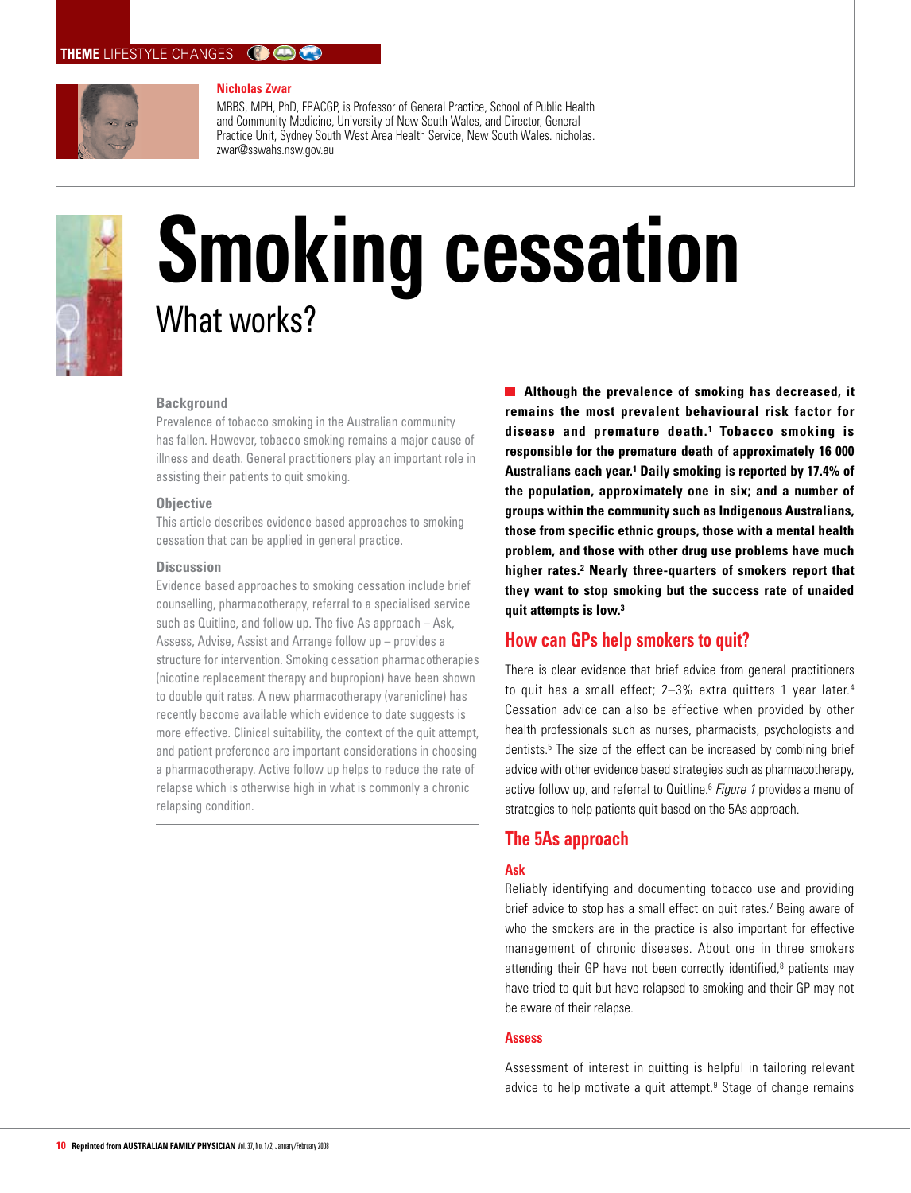THEME LIFESTYLE CHANGES

**Nicholas Zwar**

MBBS, MPH, PhD, FRACGP, is Professor of General Practice, School of Public Health and Community Medicine, University of New South Wales, and Director, General Practice Unit, Sydney South West Area Health Service, New South Wales. nicholas.zwar@sswahs.nsw.gov.au

# Smoking cessation

## What works?

### Background

Prevalence of tobacco smoking in the Australian community has fallen. However, tobacco smoking remains a major cause of illness and death. General practitioners play an important role in assisting their patients to quit smoking.

### Objective

This article describes evidence based approaches to smoking cessation that can be applied in general practice.

### Discussion

Evidence based approaches to smoking cessation include brief counselling, pharmacotherapy, referral to a specialised service such as Quitline, and follow up. The five As approach – Ask, Assess, Advise, Assist and Arrange follow up – provides a structure for intervention. Smoking cessation pharmacotherapies (nicotine replacement therapy and bupropion) have been shown to double quit rates. A new pharmacotherapy (varenicline) has recently become available which evidence to date suggests is more effective. Clinical suitability, the context of the quit attempt, and patient preference are important considerations in choosing a pharmacotherapy. Active follow up helps to reduce the rate of relapse which is otherwise high in what is commonly a chronic relapsing condition.

**Although the prevalence of smoking has decreased, it remains the most prevalent behavioural risk factor for disease and premature death.[1] Tobacco smoking is responsible for the premature death of approximately 16 000 Australians each year.[1] Daily smoking is reported by 17.4% of the population, approximately one in six; and a number of groups within the community such as Indigenous Australians, those from specific ethnic groups, those with a mental health problem, and those with other drug use problems have much higher rates.[2] Nearly three-quarters of smokers report that they want to stop smoking but the success rate of unaided quit attempts is low.[3]**

## How can GPs help smokers to quit?

There is clear evidence that brief advice from general practitioners to quit has a small effect; 2–3% extra quitters 1 year later.[4] Cessation advice can also be effective when provided by other health professionals such as nurses, pharmacists, psychologists and dentists.[5] The size of the effect can be increased by combining brief advice with other evidence based strategies such as pharmacotherapy, active follow up, and referral to Quitline.[6] *Figure 1* provides a menu of strategies to help patients quit based on the 5As approach.

## The 5As approach

### Ask

Reliably identifying and documenting tobacco use and providing brief advice to stop has a small effect on quit rates.[7] Being aware of who the smokers are in the practice is also important for effective management of chronic diseases. About one in three smokers attending their GP have not been correctly identified,[8] patients may have tried to quit but have relapsed to smoking and their GP may not be aware of their relapse.

### Assess

Assessment of interest in quitting is helpful in tailoring relevant advice to help motivate a quit attempt.[9] Stage of change remains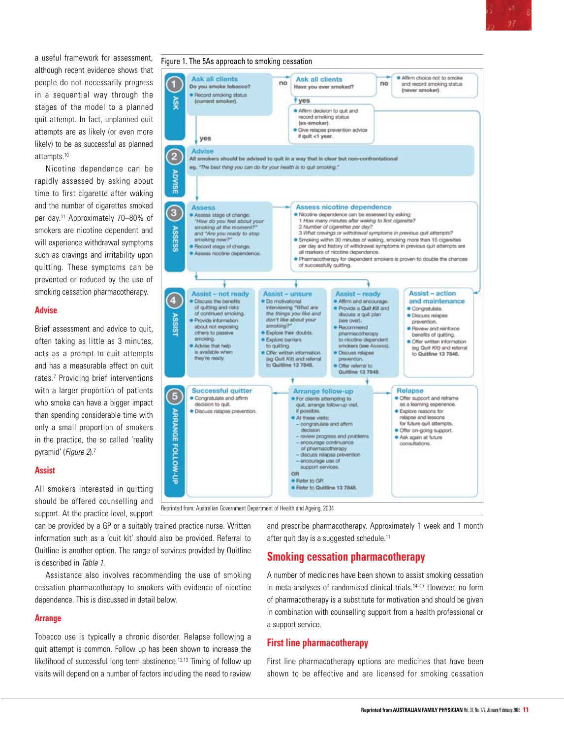a useful framework for assessment, although recent evidence shows that people do not necessarily progress in a sequential way through the stages of the model to a planned quit attempt. In fact, unplanned quit attempts are as likely (or even more likely) to be as successful as planned attempts.[10]

Nicotine dependence can be rapidly assessed by asking about time to first cigarette after waking and the number of cigarettes smoked per day.[11] Approximately 70–80% of smokers are nicotine dependent and will experience withdrawal symptoms such as cravings and irritability upon quitting. These symptoms can be prevented or reduced by the use of smoking cessation pharmacotherapy.

## Advise

Brief assessment and advice to quit, often taking as little as 3 minutes, acts as a prompt to quit attempts and has a measurable effect on quit rates.[7] Providing brief interventions with a larger proportion of patients who smoke can have a bigger impact than spending considerable time with only a small proportion of smokers in the practice, the so called 'reality pyramid' (*Figure 2*).[7]

## Assist

All smokers interested in quitting should be offered counselling and support. At the practice level, support can be provided by a GP or a suitably trained practice nurse. Written information such as a 'quit kit' should also be provided. Referral to Quitline is another option. The range of services provided by Quitline is described in *Table 1*.

Assistance also involves recommending the use of smoking cessation pharmacotherapy to smokers with evidence of nicotine dependence. This is discussed in detail below.

## Arrange

Tobacco use is typically a chronic disorder. Relapse following a quit attempt is common. Follow up has been shown to increase the likelihood of successful long term abstinence.[12,13] Timing of follow up visits will depend on a number of factors including the need to review and prescribe pharmacotherapy. Approximately 1 week and 1 month after quit day is a suggested schedule.[11]

Figure 1. The 5As approach to smoking cessation

**1 ASK**

- **Ask all clients** — Do you smoke tobacco?
  - yes → • Record smoking status (current smoker).
  - no → **Ask all clients** — Have you ever smoked?
    - yes → • Affirm decision to quit and record smoking status (ex-smoker). • Give relapse prevention advice if quit <1 year.
    - no → • Affirm choice not to smoke and record smoking status (never smoker).

**2 ADVISE**

- **Advise** — All smokers should be advised to quit in a way that is clear but non-confrontational. eg. *"The best thing you can do for your health is to quit smoking."*

**3 ASSESS**

- **Assess**
  - • Assess stage of change: *"How do you feel about your smoking at the moment?"* and *"Are you ready to stop smoking now?"*
  - • Record stage of change.
  - • Assess nicotine dependence.
- **Assess nicotine dependence**
  - • Nicotine dependence can be assessed by asking:
    1. *How many minutes after waking to first cigarette?*
    2. *Number of cigarettes per day?*
    3. *What cravings or withdrawal symptoms in previous quit attempts?*
  - • Smoking within 30 minutes of waking, smoking more than 15 cigarettes per day and history of withdrawal symptoms in previous quit attempts are all markers of nicotine dependence.
  - • Pharmacotherapy for dependent smokers is proven to double the chances of successfully quitting.

**4 ASSIST**

- **Assist – not ready**
  - • Discuss the benefits of quitting and risks of continued smoking.
  - • Provide information about not exposing others to passive smoking.
  - • Advise that help is available when they're ready.
- **Assist – unsure**
  - • Do motivational interviewing *"What are the things you like and don't like about your smoking?"*
  - • Explore their doubts.
  - • Explore barriers to quitting.
  - • Offer written information (eg *Quit Kit*) and referral to Quitline 13 7848.
- **Assist – ready**
  - • Affirm and encourage.
  - • Provide a *Quit Kit* and discuss a quit plan (see over).
  - • Recommend pharmacotherapy to nicotine dependent smokers (see Assess).
  - • Discuss relapse prevention.
  - • Offer referral to Quitline 13 7848.
- **Assist – action and maintenance**
  - • Congratulate.
  - • Discuss relapse prevention.
  - • Review and reinforce benefits of quitting.
  - • Offer written information (eg *Quit Kit*) and referral to Quitline 13 7848.

**5 ARRANGE FOLLOW-UP**

- **Successful quitter**
  - • Congratulate and affirm decision to quit.
  - • Discuss relapse prevention.
- **Arrange follow-up**
  - • For clients attempting to quit, arrange follow-up visit, if possible.
  - • At these visits:
    - congratulate and affirm decision
    - review progress and problems
    - encourage continuance of pharmacotherapy
    - discuss relapse prevention
    - encourage use of support services.
  - OR
  - • Refer to GP.
  - • Refer to Quitline 13 7848.
- **Relapse**
  - • Offer support and reframe as a learning experience.
  - • Explore reasons for relapse and lessons for future quit attempts.
  - • Offer on-going support.
  - • Ask again at future consultations.

Reprinted from: Australian Government Department of Health and Ageing, 2004

## Smoking cessation pharmacotherapy

A number of medicines have been shown to assist smoking cessation in meta-analyses of randomised clinical trials.[14–17] However, no form of pharmacotherapy is a substitute for motivation and should be given in combination with counselling support from a health professional or a support service.

## First line pharmacotherapy

First line pharmacotherapy options are medicines that have been shown to be effective and are licensed for smoking cessation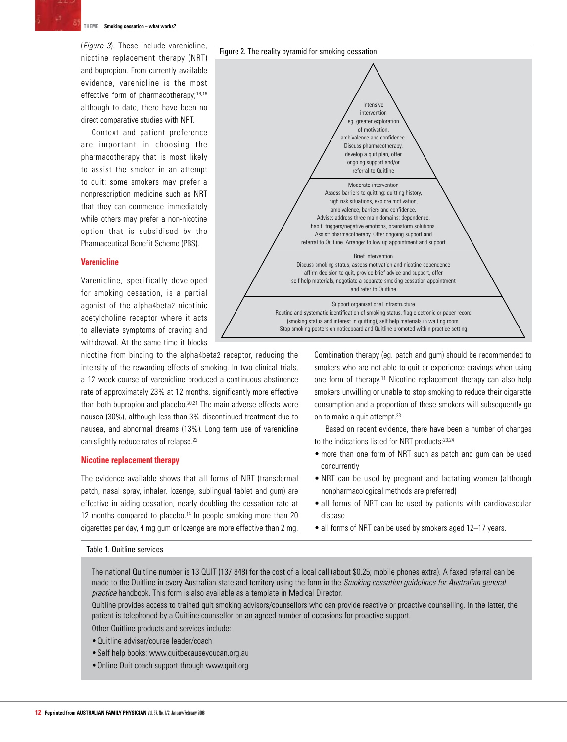(*Figure 3*). These include varenicline, nicotine replacement therapy (NRT) and bupropion. From currently available evidence, varenicline is the most effective form of pharmacotherapy;[18,19] although to date, there have been no direct comparative studies with NRT.

Context and patient preference are important in choosing the pharmacotherapy that is most likely to assist the smoker in an attempt to quit: some smokers may prefer a nonprescription medicine such as NRT that they can commence immediately while others may prefer a non-nicotine option that is subsidised by the Pharmaceutical Benefit Scheme (PBS).

Figure 2. The reality pyramid for smoking cessation

**Intensive intervention**
eg. greater exploration of motivation, ambivalence and confidence. Discuss pharmacotherapy, develop a quit plan, offer ongoing support and/or referral to Quitline

**Moderate intervention**
Assess barriers to quitting: quitting history, high risk situations, explore motivation, ambivalence, barriers and confidence. Advise: address three main domains: dependence, habit, triggers/negative emotions, brainstorm solutions. Assist: pharmacotherapy. Offer ongoing support and referral to Quitline. Arrange: follow up appointment and support

**Brief intervention**
Discuss smoking status, assess motivation and nicotine dependence affirm decision to quit, provide brief advice and support, offer self help materials, negotiate a separate smoking cessation appointment and refer to Quitline

**Support organisational infrastructure**
Routine and systematic identification of smoking status, flag electronic or paper record (smoking status and interest in quitting), self help materials in waiting room. Stop smoking posters on noticeboard and Quitline promoted within practice setting

## Varenicline

Varenicline, specifically developed for smoking cessation, is a partial agonist of the alpha4beta2 nicotinic acetylcholine receptor where it acts to alleviate symptoms of craving and withdrawal. At the same time it blocks nicotine from binding to the alpha4beta2 receptor, reducing the intensity of the rewarding effects of smoking. In two clinical trials, a 12 week course of varenicline produced a continuous abstinence rate of approximately 23% at 12 months, significantly more effective than both bupropion and placebo.[20,21] The main adverse effects were nausea (30%), although less than 3% discontinued treatment due to nausea, and abnormal dreams (13%). Long term use of varenicline can slightly reduce rates of relapse.[22]

## Nicotine replacement therapy

The evidence available shows that all forms of NRT (transdermal patch, nasal spray, inhaler, lozenge, sublingual tablet and gum) are effective in aiding cessation, nearly doubling the cessation rate at 12 months compared to placebo.[14] In people smoking more than 20 cigarettes per day, 4 mg gum or lozenge are more effective than 2 mg. Combination therapy (eg. patch and gum) should be recommended to smokers who are not able to quit or experience cravings when using one form of therapy.[11] Nicotine replacement therapy can also help smokers unwilling or unable to stop smoking to reduce their cigarette consumption and a proportion of these smokers will subsequently go on to make a quit attempt.[23]

Based on recent evidence, there have been a number of changes to the indications listed for NRT products:[23,24]

- more than one form of NRT such as patch and gum can be used concurrently
- NRT can be used by pregnant and lactating women (although nonpharmacological methods are preferred)
- all forms of NRT can be used by patients with cardiovascular disease
- all forms of NRT can be used by smokers aged 12–17 years.

Table 1. Quitline services

The national Quitline number is 13 QUIT (137 848) for the cost of a local call (about $0.25; mobile phones extra). A faxed referral can be made to the Quitline in every Australian state and territory using the form in the *Smoking cessation guidelines for Australian general practice* handbook. This form is also available as a template in Medical Director.

Quitline provides access to trained quit smoking advisors/counsellors who can provide reactive or proactive counselling. In the latter, the patient is telephoned by a Quitline counsellor on an agreed number of occasions for proactive support.

Other Quitline products and services include:

- Quitline adviser/course leader/coach
- Self help books: www.quitbecauseyoucan.org.au
- Online Quit coach support through www.quit.org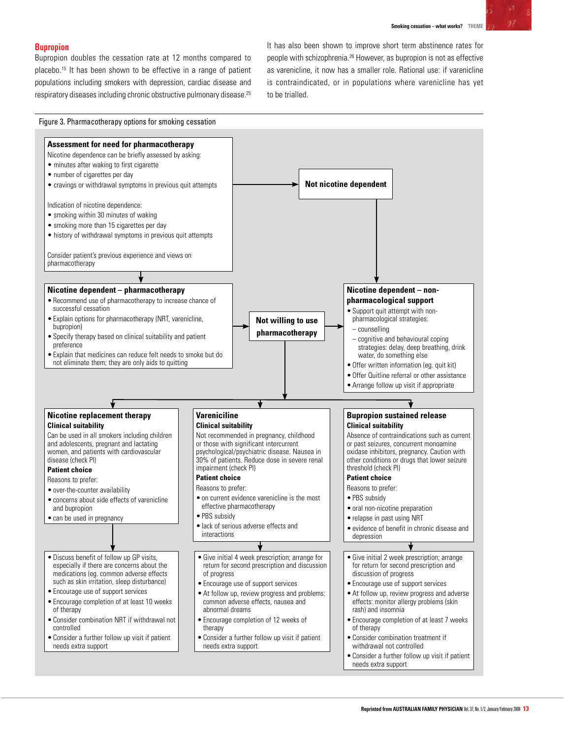## Bupropion

Bupropion doubles the cessation rate at 12 months compared to placebo.[15] It has been shown to be effective in a range of patient populations including smokers with depression, cardiac disease and respiratory diseases including chronic obstructive pulmonary disease.[25] It has also been shown to improve short term abstinence rates for people with schizophrenia.[26] However, as bupropion is not as effective as varenicline, it now has a smaller role. Rational use: if varenicline is contraindicated, or in populations where varenicline has yet to be trialled.

Figure 3. Pharmacotherapy options for smoking cessation

**Assessment for need for pharmacotherapy**

Nicotine dependence can be briefly assessed by asking:
- minutes after waking to first cigarette
- number of cigarettes per day
- cravings or withdrawal symptoms in previous quit attempts

Indication of nicotine dependence:
- smoking within 30 minutes of waking
- smoking more than 15 cigarettes per day
- history of withdrawal symptoms in previous quit attempts

Consider patient's previous experience and views on pharmacotherapy

→ **Not nicotine dependent** → Nicotine dependent – non-pharmacological support

**Nicotine dependent – pharmacotherapy**
- Recommend use of pharmacotherapy to increase chance of successful cessation
- Explain options for pharmacotherapy (NRT, varenicline, bupropion)
- Specify therapy based on clinical suitability and patient preference
- Explain that medicines can reduce felt needs to smoke but do not eliminate them; they are only aids to quitting

→ **Not willing to use pharmacotherapy** → Nicotine dependent – non-pharmacological support

**Nicotine dependent – non-pharmacological support**
- Support quit attempt with non-pharmacological strategies:
  - counselling
  - cognitive and behavioural coping strategies: delay, deep breathing, drink water, do something else
- Offer written information (eg. quit kit)
- Offer Quitline referral or other assistance
- Arrange follow up visit if appropriate

**Nicotine replacement therapy**

**Clinical suitability**

Can be used in all smokers including children and adolescents, pregnant and lactating women, and patients with cardiovascular disease (check PI)

**Patient choice**

Reasons to prefer:
- over-the-counter availability
- concerns about side effects of varenicline and bupropion
- can be used in pregnancy

↓

- Discuss benefit of follow up GP visits, especially if there are concerns about the medications (eg. common adverse effects such as skin irritation, sleep disturbance)
- Encourage use of support services
- Encourage completion of at least 10 weeks of therapy
- Consider combination NRT if withdrawal not controlled
- Consider a further follow up visit if patient needs extra support

**Vareniciline**

**Clinical suitability**

Not recommended in pregnancy, childhood or those with significant intercurrent psychological/psychiatric disease. Nausea in 30% of patients. Reduce dose in severe renal impairment (check PI)

**Patient choice**

Reasons to prefer:
- on current evidence varenicline is the most effective pharmacotherapy
- PBS subsidy
- lack of serious adverse effects and interactions

↓

- Give initial 4 week prescription; arrange for return for second prescription and discussion of progress
- Encourage use of support services
- At follow up, review progress and problems: common adverse effects, nausea and abnormal dreams
- Encourage completion of 12 weeks of therapy
- Consider a further follow up visit if patient needs extra support

**Bupropion sustained release**

**Clinical suitability**

Absence of contraindications such as current or past seizures, concurrent monoamine oxidase inhibitors, pregnancy. Caution with other conditions or drugs that lower seizure threshold (check PI)

**Patient choice**

Reasons to prefer:
- PBS subsidy
- oral non-nicotine preparation
- relapse in past using NRT
- evidence of benefit in chronic disease and depression

↓

- Give initial 2 week prescription; arrange for return for second prescription and discussion of progress
- Encourage use of support services
- At follow up, review progress and adverse effects: monitor allergy problems (skin rash) and insomnia
- Encourage completion of at least 7 weeks of therapy
- Consider combination treatment if withdrawal not controlled
- Consider a further follow up visit if patient needs extra support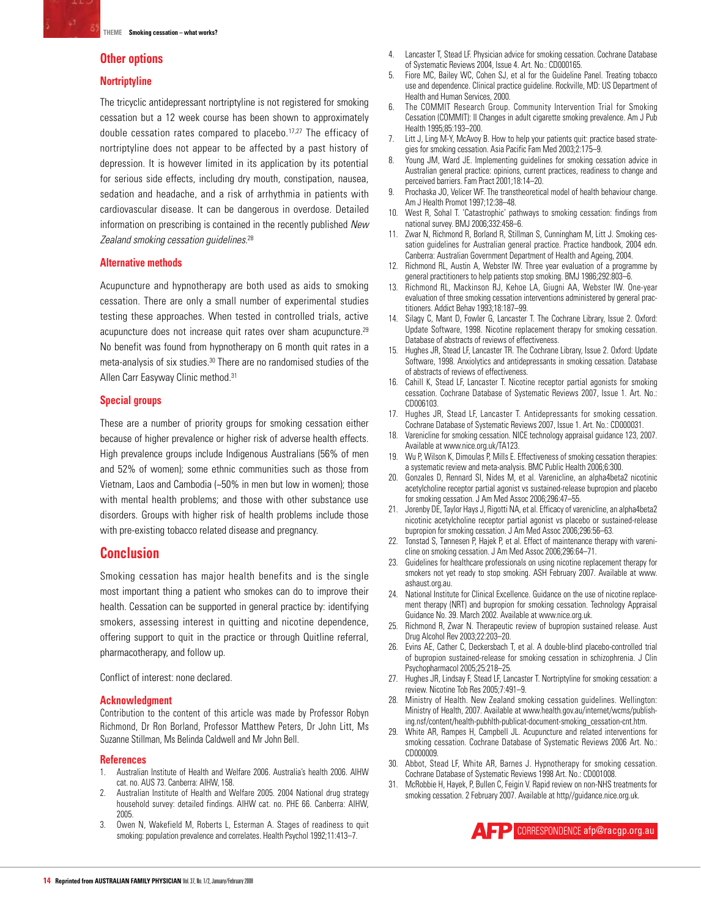## Other options

### Nortriptyline

The tricyclic antidepressant nortriptyline is not registered for smoking cessation but a 12 week course has been shown to approximately double cessation rates compared to placebo.[17,27] The efficacy of nortriptyline does not appear to be affected by a past history of depression. It is however limited in its application by its potential for serious side effects, including dry mouth, constipation, nausea, sedation and headache, and a risk of arrhythmia in patients with cardiovascular disease. It can be dangerous in overdose. Detailed information on prescribing is contained in the recently published *New Zealand smoking cessation guidelines*.[28]

### Alternative methods

Acupuncture and hypnotherapy are both used as aids to smoking cessation. There are only a small number of experimental studies testing these approaches. When tested in controlled trials, active acupuncture does not increase quit rates over sham acupuncture.[29] No benefit was found from hypnotherapy on 6 month quit rates in a meta-analysis of six studies.[30] There are no randomised studies of the Allen Carr Easyway Clinic method.[31]

### Special groups

These are a number of priority groups for smoking cessation either because of higher prevalence or higher risk of adverse health effects. High prevalence groups include Indigenous Australians (56% of men and 52% of women); some ethnic communities such as those from Vietnam, Laos and Cambodia (~50% in men but low in women); those with mental health problems; and those with other substance use disorders. Groups with higher risk of health problems include those with pre-existing tobacco related disease and pregnancy.

## Conclusion

Smoking cessation has major health benefits and is the single most important thing a patient who smokes can do to improve their health. Cessation can be supported in general practice by: identifying smokers, assessing interest in quitting and nicotine dependence, offering support to quit in the practice or through Quitline referral, pharmacotherapy, and follow up.

Conflict of interest: none declared.

### Acknowledgment

Contribution to the content of this article was made by Professor Robyn Richmond, Dr Ron Borland, Professor Matthew Peters, Dr John Litt, Ms Suzanne Stillman, Ms Belinda Caldwell and Mr John Bell.

### References

1. Australian Institute of Health and Welfare 2006. Australia's health 2006. AIHW cat. no. AUS 73. Canberra: AIHW, 158.
2. Australian Institute of Health and Welfare 2005. 2004 National drug strategy household survey: detailed findings. AIHW cat. no. PHE 66. Canberra: AIHW, 2005.
3. Owen N, Wakefield M, Roberts L, Esterman A. Stages of readiness to quit smoking: population prevalence and correlates. Health Psychol 1992;11:413–7.
4. Lancaster T, Stead LF. Physician advice for smoking cessation. Cochrane Database of Systematic Reviews 2004, Issue 4. Art. No.: CD000165.
5. Fiore MC, Bailey WC, Cohen SJ, et al for the Guideline Panel. Treating tobacco use and dependence. Clinical practice guideline. Rockville, MD: US Department of Health and Human Services, 2000.
6. The COMMIT Research Group. Community Intervention Trial for Smoking Cessation (COMMIT): II Changes in adult cigarette smoking prevalence. Am J Pub Health 1995;85:193–200.
7. Litt J, Ling M-Y, McAvoy B. How to help your patients quit: practice based strategies for smoking cessation. Asia Pacific Fam Med 2003;2:175–9.
8. Young JM, Ward JE. Implementing guidelines for smoking cessation advice in Australian general practice: opinions, current practices, readiness to change and perceived barriers. Fam Pract 2001;18:14–20.
9. Prochaska JO, Velicer WF. The transtheoretical model of health behaviour change. Am J Health Promot 1997;12:38–48.
10. West R, Sohal T. 'Catastrophic' pathways to smoking cessation: findings from national survey. BMJ 2006;332:458–6.
11. Zwar N, Richmond R, Borland R, Stillman S, Cunningham M, Litt J. Smoking cessation guidelines for Australian general practice. Practice handbook, 2004 edn. Canberra: Australian Government Department of Health and Ageing, 2004.
12. Richmond RL, Austin A, Webster IW. Three year evaluation of a programme by general practitioners to help patients stop smoking. BMJ 1986;292:803–6.
13. Richmond RL, Mackinson RJ, Kehoe LA, Giugni AA, Webster IW. One-year evaluation of three smoking cessation interventions administered by general practitioners. Addict Behav 1993;18:187–99.
14. Silagy C, Mant D, Fowler G, Lancaster T. The Cochrane Library, Issue 2. Oxford: Update Software, 1998. Nicotine replacement therapy for smoking cessation. Database of abstracts of reviews of effectiveness.
15. Hughes JR, Stead LF, Lancaster TR. The Cochrane Library, Issue 2. Oxford: Update Software, 1998. Anxiolytics and antidepressants in smoking cessation. Database of abstracts of reviews of effectiveness.
16. Cahill K, Stead LF, Lancaster T. Nicotine receptor partial agonists for smoking cessation. Cochrane Database of Systematic Reviews 2007, Issue 1. Art. No.: CD006103.
17. Hughes JR, Stead LF, Lancaster T. Antidepressants for smoking cessation. Cochrane Database of Systematic Reviews 2007, Issue 1. Art. No.: CD000031.
18. Varenicline for smoking cessation. NICE technology appraisal guidance 123, 2007. Available at www.nice.org.uk/TA123.
19. Wu P, Wilson K, Dimoulas P, Mills E. Effectiveness of smoking cessation therapies: a systematic review and meta-analysis. BMC Public Health 2006;6:300.
20. Gonzales D, Rennard SI, Nides M, et al. Varenicline, an alpha4beta2 nicotinic acetylcholine receptor partial agonist vs sustained-release bupropion and placebo for smoking cessation. J Am Med Assoc 2006;296:47–55.
21. Jorenby DE, Taylor Hays J, Rigotti NA, et al. Efficacy of varenicline, an alpha4beta2 nicotinic acetylcholine receptor partial agonist vs placebo or sustained-release bupropion for smoking cessation. J Am Med Assoc 2006;296:56–63.
22. Tonstad S, Tønnesen P, Hajek P, et al. Effect of maintenance therapy with varenicline on smoking cessation. J Am Med Assoc 2006;296:64–71.
23. Guidelines for healthcare professionals on using nicotine replacement therapy for smokers not yet ready to stop smoking. ASH February 2007. Available at www.ashaust.org.au.
24. National Institute for Clinical Excellence. Guidance on the use of nicotine replacement therapy (NRT) and bupropion for smoking cessation. Technology Appraisal Guidance No. 39. March 2002. Available at www.nice.org.uk.
25. Richmond R, Zwar N. Therapeutic review of bupropion sustained release. Aust Drug Alcohol Rev 2003;22:203–20.
26. Evins AE, Cather C, Deckersbach T, et al. A double-blind placebo-controlled trial of bupropion sustained-release for smoking cessation in schizophrenia. J Clin Psychopharmacol 2005;25:218–25.
27. Hughes JR, Lindsay F, Stead LF, Lancaster T. Nortriptyline for smoking cessation: a review. Nicotine Tob Res 2005;7:491–9.
28. Ministry of Health. New Zealand smoking cessation guidelines. Wellington: Ministry of Health, 2007. Available at www.health.gov.au/internet/wcms/publishing.nsf/content/health-pubhlth-publicat-document-smoking_cessation-cnt.htm.
29. White AR, Rampes H, Campbell JL. Acupuncture and related interventions for smoking cessation. Cochrane Database of Systematic Reviews 2006 Art. No.: CD000009.
30. Abbot, Stead LF, White AR, Barnes J. Hypnotherapy for smoking cessation. Cochrane Database of Systematic Reviews 1998 Art. No.: CD001008.
31. McRobbie H, Hayek, P, Bullen C, Feigin V. Rapid review on non-NHS treatments for smoking cessation. 2 February 2007. Available at http//guidance.nice.org.uk.

AFP CORRESPONDENCE afp@racgp.org.au